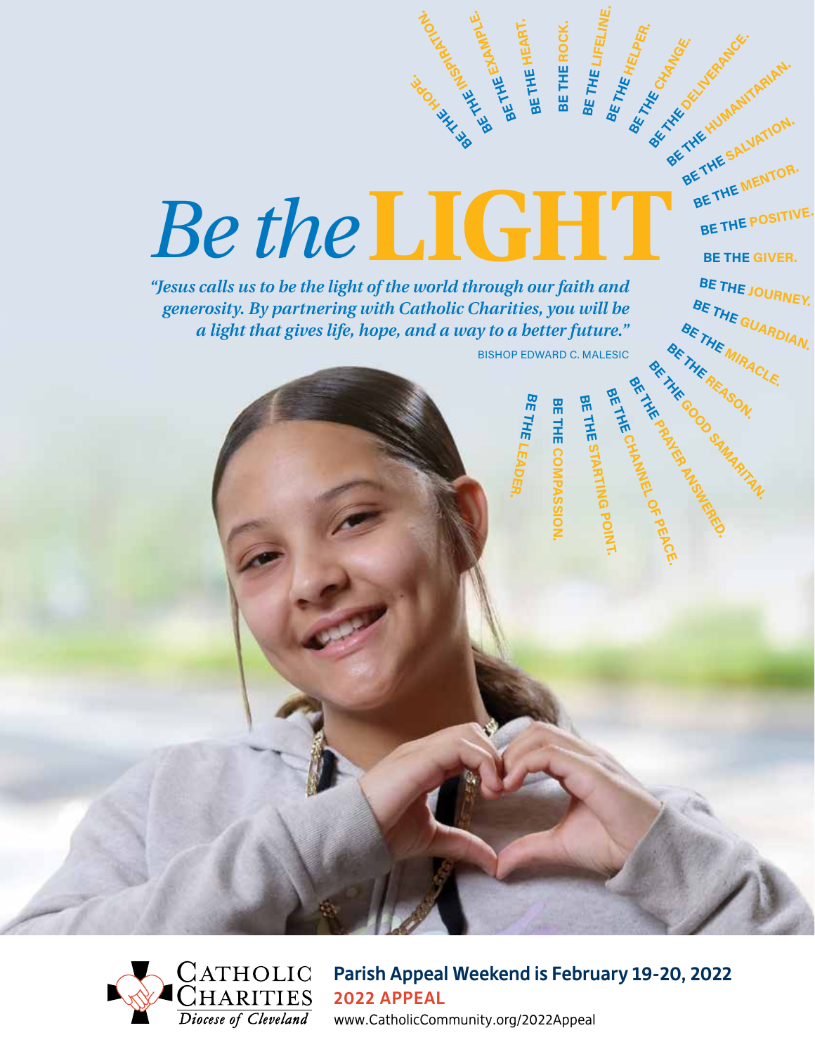BE THE HOPE. BE THE INSPIRATION. BE THE EXAMPLE. BE THE HEART. BE THE ROCK. BE THE LIFELINE. BE THE HELPER. BE THE CHANGE. BE THE DELIVERANCE. BE THE HUMANITARIAN. BE THE SALVATION. BE THE MENTOR. BE THE POSITIVE. BE THE GIVER. BE THE JOURNEY. BE THE GUARDIAN. BE THE MIRACLE. BE THE REASON. BE THE GOOD SAMARITAN. BE THE PRAYER ANSWERED. BE THE CHANNEL OF PEACE. BE THE STARTING POINT. BE THE COMPASSION. BE THE LEADER.

# *Be the* LIGHT

*"Jesus calls us to be the light of the world through our faith and generosity. By partnering with Catholic Charities, you will be a light that gives life, hope, and a way to a better future."*

BISHOP EDWARD C. MALESIC

Catholic Charities
*Diocese of Cleveland*

**Parish Appeal Weekend is February 19-20, 2022**

**2022 APPEAL**

www.CatholicCommunity.org/2022Appeal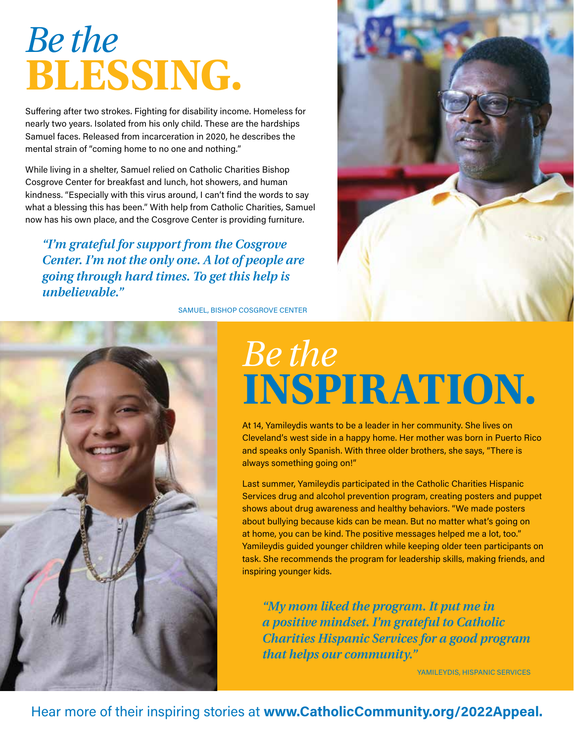# *Be the* **BLESSING.**

Suffering after two strokes. Fighting for disability income. Homeless for nearly two years. Isolated from his only child. These are the hardships Samuel faces. Released from incarceration in 2020, he describes the mental strain of "coming home to no one and nothing."

While living in a shelter, Samuel relied on Catholic Charities Bishop Cosgrove Center for breakfast and lunch, hot showers, and human kindness. "Especially with this virus around, I can't find the words to say what a blessing this has been." With help from Catholic Charities, Samuel now has his own place, and the Cosgrove Center is providing furniture.

> ***"I'm grateful for support from the Cosgrove Center. I'm not the only one. A lot of people are going through hard times. To get this help is unbelievable."***
>
> SAMUEL, BISHOP COSGROVE CENTER

# *Be the* **INSPIRATION.**

At 14, Yamileydis wants to be a leader in her community. She lives on Cleveland's west side in a happy home. Her mother was born in Puerto Rico and speaks only Spanish. With three older brothers, she says, "There is always something going on!"

Last summer, Yamileydis participated in the Catholic Charities Hispanic Services drug and alcohol prevention program, creating posters and puppet shows about drug awareness and healthy behaviors. "We made posters about bullying because kids can be mean. But no matter what's going on at home, you can be kind. The positive messages helped me a lot, too." Yamileydis guided younger children while keeping older teen participants on task. She recommends the program for leadership skills, making friends, and inspiring younger kids.

> ***"My mom liked the program. It put me in a positive mindset. I'm grateful to Catholic Charities Hispanic Services for a good program that helps our community."***
>
> YAMILEYDIS, HISPANIC SERVICES

Hear more of their inspiring stories at **www.CatholicCommunity.org/2022Appeal.**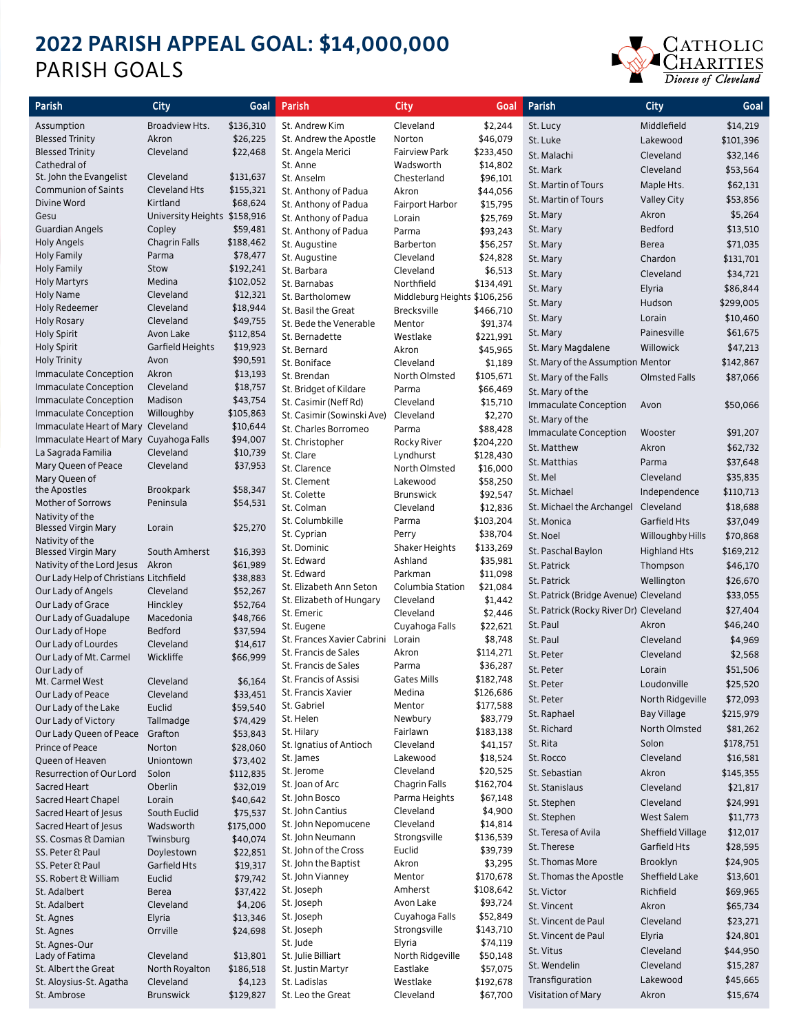# 2022 PARISH APPEAL GOAL: $14,000,000

## PARISH GOALS

Catholic Charities Diocese of Cleveland

| Parish | City | Goal |
|---|---|---|
| Assumption | Broadview Hts. | $136,310 |
| Blessed Trinity | Akron | $26,225 |
| Blessed Trinity | Cleveland | $22,468 |
| Cathedral of St. John the Evangelist | Cleveland | $131,637 |
| Communion of Saints | Cleveland Hts | $155,321 |
| Divine Word | Kirtland | $68,624 |
| Gesu | University Heights | $158,916 |
| Guardian Angels | Copley | $59,481 |
| Holy Angels | Chagrin Falls | $188,462 |
| Holy Family | Parma | $78,477 |
| Holy Family | Stow | $192,241 |
| Holy Martyrs | Medina | $102,052 |
| Holy Name | Cleveland | $12,321 |
| Holy Redeemer | Cleveland | $18,944 |
| Holy Rosary | Cleveland | $49,755 |
| Holy Spirit | Avon Lake | $112,854 |
| Holy Spirit | Garfield Heights | $19,923 |
| Holy Trinity | Avon | $90,591 |
| Immaculate Conception | Akron | $13,193 |
| Immaculate Conception | Cleveland | $18,757 |
| Immaculate Conception | Madison | $43,754 |
| Immaculate Conception | Willoughby | $105,863 |
| Immaculate Heart of Mary | Cleveland | $10,644 |
| Immaculate Heart of Mary | Cuyahoga Falls | $94,007 |
| La Sagrada Familia | Cleveland | $10,739 |
| Mary Queen of Peace | Cleveland | $37,953 |
| Mary Queen of the Apostles | Brookpark | $58,347 |
| Mother of Sorrows | Peninsula | $54,531 |
| Nativity of the Blessed Virgin Mary | Lorain | $25,270 |
| Nativity of the Blessed Virgin Mary | South Amherst | $16,393 |
| Nativity of the Lord Jesus | Akron | $61,989 |
| Our Lady Help of Christians | Litchfield | $38,883 |
| Our Lady of Angels | Cleveland | $52,267 |
| Our Lady of Grace | Hinckley | $52,764 |
| Our Lady of Guadalupe | Macedonia | $48,766 |
| Our Lady of Hope | Bedford | $37,594 |
| Our Lady of Lourdes | Cleveland | $14,617 |
| Our Lady of Mt. Carmel | Wickliffe | $66,999 |
| Our Lady of Mt. Carmel West | Cleveland | $6,164 |
| Our Lady of Peace | Cleveland | $33,451 |
| Our Lady of the Lake | Euclid | $59,540 |
| Our Lady of Victory | Tallmadge | $74,429 |
| Our Lady Queen of Peace | Grafton | $53,843 |
| Prince of Peace | Norton | $28,060 |
| Queen of Heaven | Uniontown | $73,402 |
| Resurrection of Our Lord | Solon | $112,835 |
| Sacred Heart | Oberlin | $32,019 |
| Sacred Heart Chapel | Lorain | $40,642 |
| Sacred Heart of Jesus | South Euclid | $75,537 |
| Sacred Heart of Jesus | Wadsworth | $175,000 |
| SS. Cosmas & Damian | Twinsburg | $40,074 |
| SS. Peter & Paul | Doylestown | $22,851 |
| SS. Peter & Paul | Garfield Hts | $19,317 |
| SS. Robert & William | Euclid | $79,742 |
| St. Adalbert | Berea | $37,422 |
| St. Adalbert | Cleveland | $4,206 |
| St. Agnes | Elyria | $13,346 |
| St. Agnes | Orrville | $24,698 |
| St. Agnes-Our Lady of Fatima | Cleveland | $13,801 |
| St. Albert the Great | North Royalton | $186,518 |
| St. Aloysius-St. Agatha | Cleveland | $4,123 |
| St. Ambrose | Brunswick | $129,827 |
| St. Andrew Kim | Cleveland | $2,244 |
| St. Andrew the Apostle | Norton | $46,079 |
| St. Angela Merici | Fairview Park | $233,450 |
| St. Anne | Wadsworth | $14,802 |
| St. Anselm | Chesterland | $96,101 |
| St. Anthony of Padua | Akron | $44,056 |
| St. Anthony of Padua | Fairport Harbor | $15,795 |
| St. Anthony of Padua | Lorain | $25,769 |
| St. Anthony of Padua | Parma | $93,243 |
| St. Augustine | Barberton | $56,257 |
| St. Augustine | Cleveland | $24,828 |
| St. Barbara | Cleveland | $6,513 |
| St. Barnabas | Northfield | $134,491 |
| St. Bartholomew | Middleburg Heights | $106,256 |
| St. Basil the Great | Brecksville | $466,710 |
| St. Bede the Venerable | Mentor | $91,374 |
| St. Bernadette | Westlake | $221,991 |
| St. Bernard | Akron | $45,965 |
| St. Boniface | Cleveland | $1,189 |
| St. Brendan | North Olmsted | $105,671 |
| St. Bridget of Kildare | Parma | $66,469 |
| St. Casimir (Neff Rd) | Cleveland | $15,710 |
| St. Casimir (Sowinski Ave) | Cleveland | $2,270 |
| St. Charles Borromeo | Parma | $88,428 |
| St. Christopher | Rocky River | $204,220 |
| St. Clare | Lyndhurst | $128,430 |
| St. Clarence | North Olmsted | $16,000 |
| St. Clement | Lakewood | $58,250 |
| St. Colette | Brunswick | $92,547 |
| St. Colman | Cleveland | $12,836 |
| St. Columbkille | Parma | $103,204 |
| St. Cyprian | Perry | $38,704 |
| St. Dominic | Shaker Heights | $133,269 |
| St. Edward | Ashland | $35,981 |
| St. Edward | Parkman | $11,098 |
| St. Elizabeth Ann Seton | Columbia Station | $21,084 |
| St. Elizabeth of Hungary | Cleveland | $1,442 |
| St. Emeric | Cleveland | $2,446 |
| St. Eugene | Cuyahoga Falls | $22,621 |
| St. Frances Xavier Cabrini | Lorain | $8,748 |
| St. Francis de Sales | Akron | $114,271 |
| St. Francis de Sales | Parma | $36,287 |
| St. Francis of Assisi | Gates Mills | $182,748 |
| St. Francis Xavier | Medina | $126,686 |
| St. Gabriel | Mentor | $177,588 |
| St. Helen | Newbury | $83,779 |
| St. Hilary | Fairlawn | $183,138 |
| St. Ignatius of Antioch | Cleveland | $41,157 |
| St. James | Lakewood | $18,524 |
| St. Jerome | Cleveland | $20,525 |
| St. Joan of Arc | Chagrin Falls | $162,704 |
| St. John Bosco | Parma Heights | $67,148 |
| St. John Cantius | Cleveland | $4,900 |
| St. John Nepomucene | Cleveland | $14,814 |
| St. John Neumann | Strongsville | $136,539 |
| St. John of the Cross | Euclid | $39,739 |
| St. John the Baptist | Akron | $3,295 |
| St. John Vianney | Mentor | $170,678 |
| St. Joseph | Amherst | $108,642 |
| St. Joseph | Avon Lake | $93,724 |
| St. Joseph | Cuyahoga Falls | $52,849 |
| St. Joseph | Strongsville | $143,710 |
| St. Jude | Elyria | $74,119 |
| St. Julie Billiart | North Ridgeville | $50,148 |
| St. Justin Martyr | Eastlake | $57,075 |
| St. Ladislas | Westlake | $192,678 |
| St. Leo the Great | Cleveland | $67,700 |
| St. Lucy | Middlefield | $14,219 |
| St. Luke | Lakewood | $101,396 |
| St. Malachi | Cleveland | $32,146 |
| St. Mark | Cleveland | $53,564 |
| St. Martin of Tours | Maple Hts. | $62,131 |
| St. Martin of Tours | Valley City | $53,856 |
| St. Mary | Akron | $5,264 |
| St. Mary | Bedford | $13,510 |
| St. Mary | Berea | $71,035 |
| St. Mary | Chardon | $131,701 |
| St. Mary | Cleveland | $34,721 |
| St. Mary | Elyria | $86,844 |
| St. Mary | Hudson | $299,005 |
| St. Mary | Lorain | $10,460 |
| St. Mary | Painesville | $61,675 |
| St. Mary Magdalene | Willowick | $47,213 |
| St. Mary of the Assumption | Mentor | $142,867 |
| St. Mary of the Falls | Olmsted Falls | $87,066 |
| St. Mary of the Immaculate Conception | Avon | $50,066 |
| St. Mary of the Immaculate Conception | Wooster | $91,207 |
| St. Matthew | Akron | $62,732 |
| St. Matthias | Parma | $37,648 |
| St. Mel | Cleveland | $35,835 |
| St. Michael | Independence | $110,713 |
| St. Michael the Archangel | Cleveland | $18,688 |
| St. Monica | Garfield Hts | $37,049 |
| St. Noel | Willoughby Hills | $70,868 |
| St. Paschal Baylon | Highland Hts | $169,212 |
| St. Patrick | Thompson | $46,170 |
| St. Patrick | Wellington | $26,670 |
| St. Patrick (Bridge Avenue) | Cleveland | $33,055 |
| St. Patrick (Rocky River Dr) | Cleveland | $27,404 |
| St. Paul | Akron | $46,240 |
| St. Paul | Cleveland | $4,969 |
| St. Peter | Cleveland | $2,568 |
| St. Peter | Lorain | $51,506 |
| St. Peter | Loudonville | $25,520 |
| St. Peter | North Ridgeville | $72,093 |
| St. Raphael | Bay Village | $215,979 |
| St. Richard | North Olmsted | $81,262 |
| St. Rita | Solon | $178,751 |
| St. Rocco | Cleveland | $16,581 |
| St. Sebastian | Akron | $145,355 |
| St. Stanislaus | Cleveland | $21,817 |
| St. Stephen | Cleveland | $24,991 |
| St. Stephen | West Salem | $11,773 |
| St. Teresa of Avila | Sheffield Village | $12,017 |
| St. Therese | Garfield Hts | $28,595 |
| St. Thomas More | Brooklyn | $24,905 |
| St. Thomas the Apostle | Sheffield Lake | $13,601 |
| St. Victor | Richfield | $69,965 |
| St. Vincent | Akron | $65,734 |
| St. Vincent de Paul | Cleveland | $23,271 |
| St. Vincent de Paul | Elyria | $24,801 |
| St. Vitus | Cleveland | $44,950 |
| St. Wendelin | Cleveland | $15,287 |
| Transfiguration | Lakewood | $45,665 |
| Visitation of Mary | Akron | $15,674 |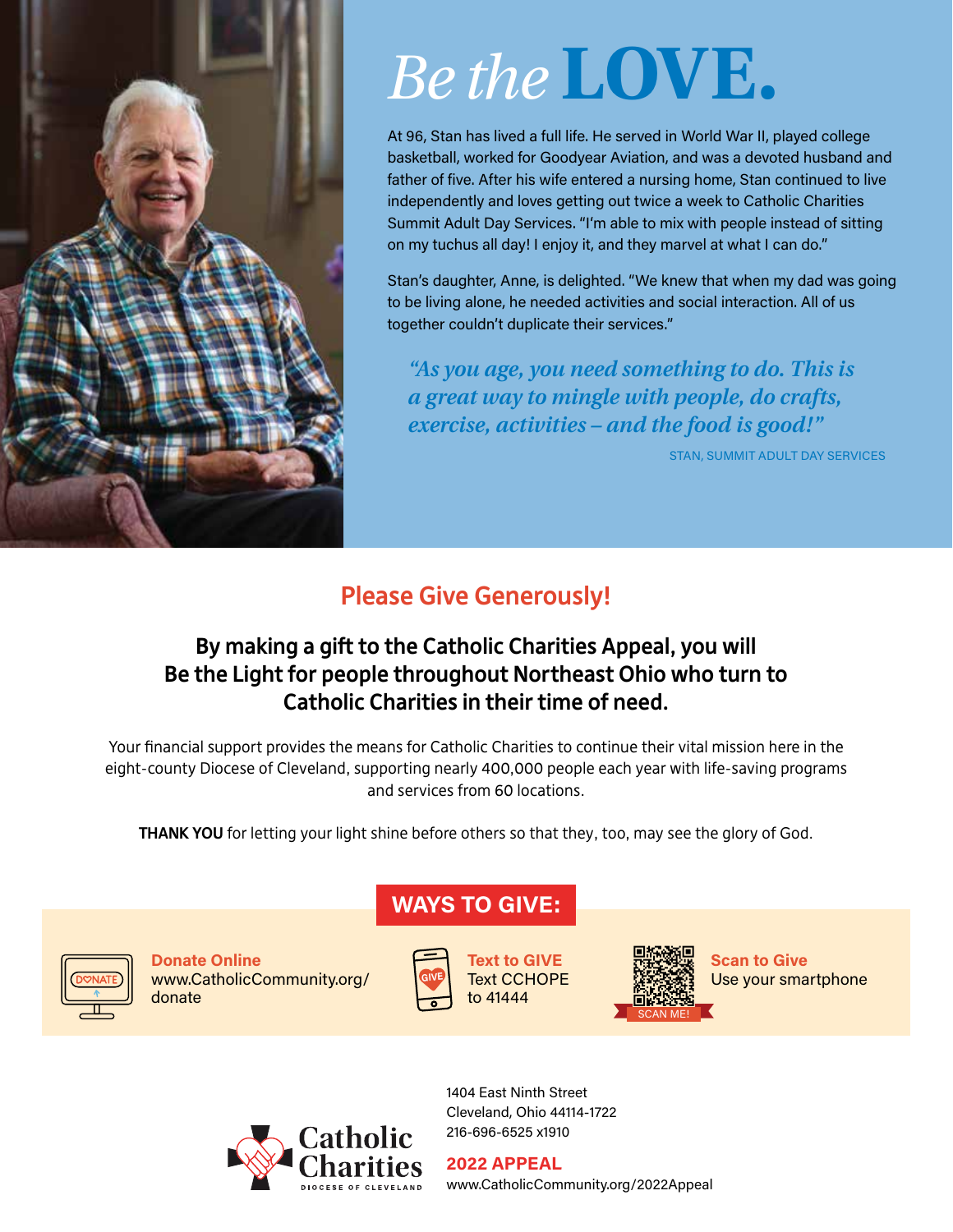# *Be the* **LOVE.**

At 96, Stan has lived a full life. He served in World War II, played college basketball, worked for Goodyear Aviation, and was a devoted husband and father of five. After his wife entered a nursing home, Stan continued to live independently and loves getting out twice a week to Catholic Charities Summit Adult Day Services. "I'm able to mix with people instead of sitting on my tuchus all day! I enjoy it, and they marvel at what I can do."

Stan's daughter, Anne, is delighted. "We knew that when my dad was going to be living alone, he needed activities and social interaction. All of us together couldn't duplicate their services."

> *"As you age, you need something to do. This is a great way to mingle with people, do crafts, exercise, activities – and the food is good!"*
>
> STAN, SUMMIT ADULT DAY SERVICES

## Please Give Generously!

**By making a gift to the Catholic Charities Appeal, you will Be the Light for people throughout Northeast Ohio who turn to Catholic Charities in their time of need.**

Your financial support provides the means for Catholic Charities to continue their vital mission here in the eight-county Diocese of Cleveland, supporting nearly 400,000 people each year with life-saving programs and services from 60 locations.

**THANK YOU** for letting your light shine before others so that they, too, may see the glory of God.

### WAYS TO GIVE:

**Donate Online**
www.CatholicCommunity.org/donate

**Text to GIVE**
Text CCHOPE to 41444

**Scan to Give**
Use your smartphone

SCAN ME!

Catholic Charities
DIOCESE OF CLEVELAND

1404 East Ninth Street
Cleveland, Ohio 44114-1722
216-696-6525 x1910

**2022 APPEAL**
www.CatholicCommunity.org/2022Appeal